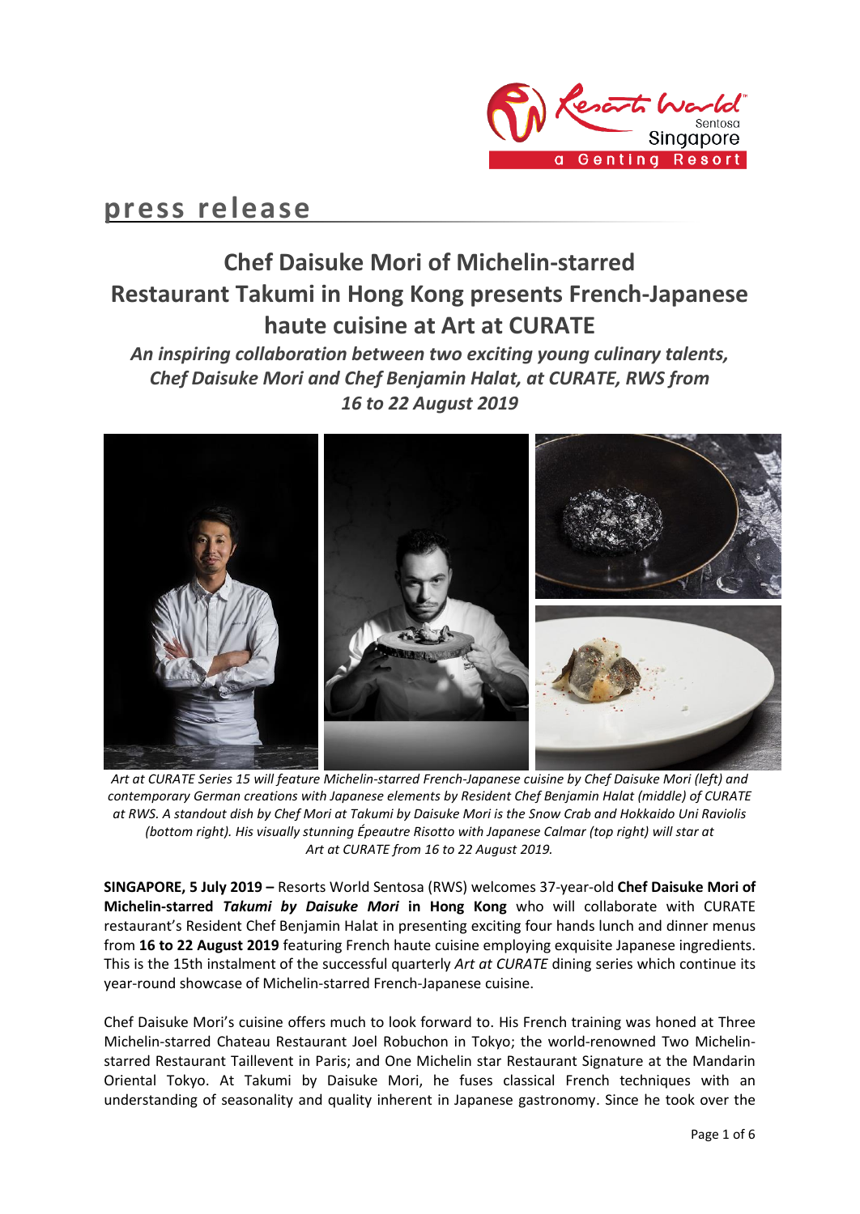# press release

## Chef Daisuke Mori of Michelin-starred Restaurant Takumi in Hong Kong presents French-Japanese haute cuisine at Art at CURATE

***An inspiring collaboration between two exciting young culinary talents, Chef Daisuke Mori and Chef Benjamin Halat, at CURATE, RWS from 16 to 22 August 2019***

*Art at CURATE Series 15 will feature Michelin-starred French-Japanese cuisine by Chef Daisuke Mori (left) and contemporary German creations with Japanese elements by Resident Chef Benjamin Halat (middle) of CURATE at RWS. A standout dish by Chef Mori at Takumi by Daisuke Mori is the Snow Crab and Hokkaido Uni Raviolis (bottom right). His visually stunning Épeautre Risotto with Japanese Calmar (top right) will star at Art at CURATE from 16 to 22 August 2019.*

**SINGAPORE, 5 July 2019 –** Resorts World Sentosa (RWS) welcomes 37-year-old **Chef Daisuke Mori of Michelin-starred *Takumi by Daisuke Mori* in Hong Kong** who will collaborate with CURATE restaurant's Resident Chef Benjamin Halat in presenting exciting four hands lunch and dinner menus from **16 to 22 August 2019** featuring French haute cuisine employing exquisite Japanese ingredients. This is the 15th instalment of the successful quarterly *Art at CURATE* dining series which continue its year-round showcase of Michelin-starred French-Japanese cuisine.

Chef Daisuke Mori's cuisine offers much to look forward to. His French training was honed at Three Michelin-starred Chateau Restaurant Joel Robuchon in Tokyo; the world-renowned Two Michelin-starred Restaurant Taillevent in Paris; and One Michelin star Restaurant Signature at the Mandarin Oriental Tokyo. At Takumi by Daisuke Mori, he fuses classical French techniques with an understanding of seasonality and quality inherent in Japanese gastronomy. Since he took over the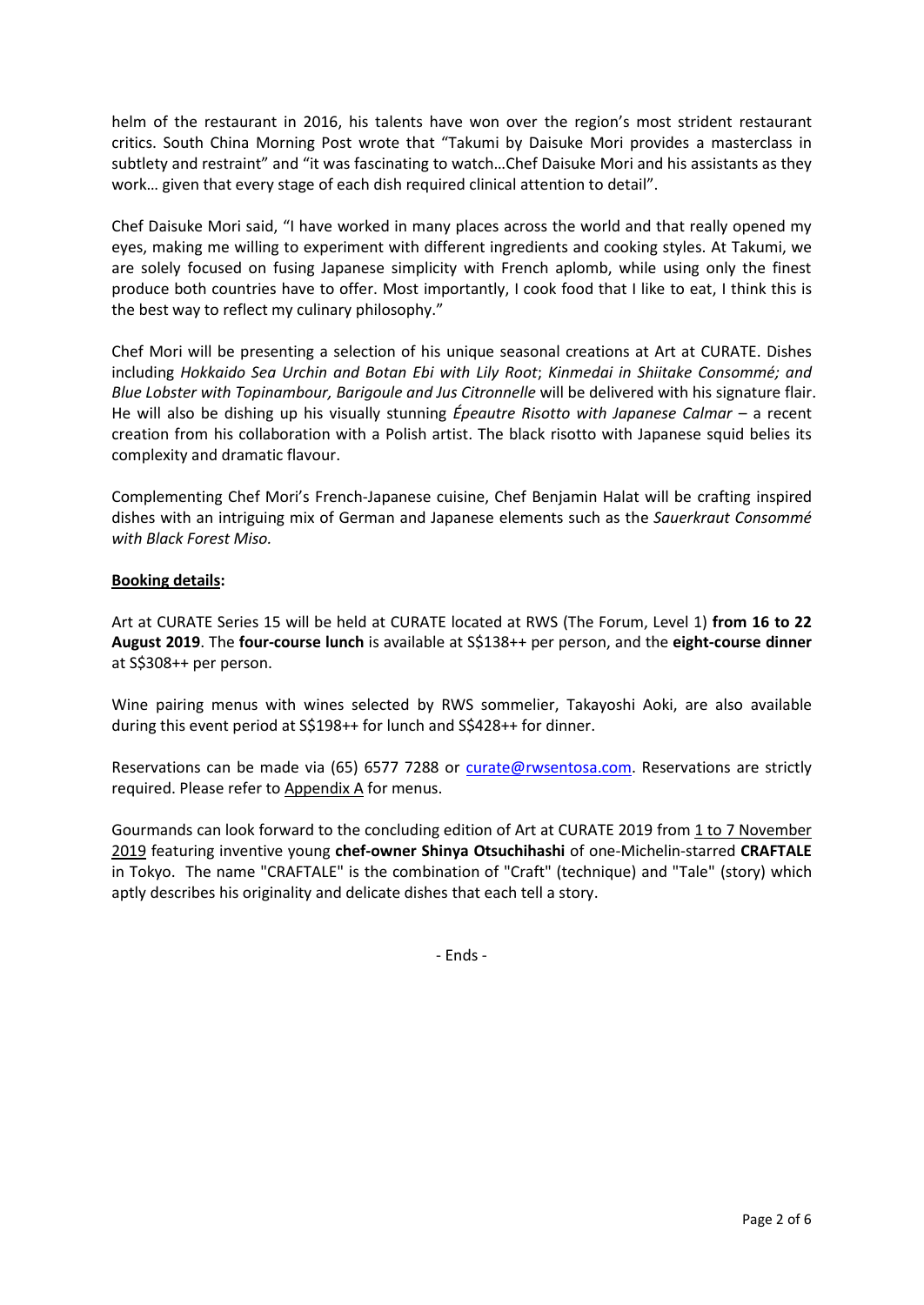helm of the restaurant in 2016, his talents have won over the region's most strident restaurant critics. South China Morning Post wrote that "Takumi by Daisuke Mori provides a masterclass in subtlety and restraint" and "it was fascinating to watch…Chef Daisuke Mori and his assistants as they work… given that every stage of each dish required clinical attention to detail".

Chef Daisuke Mori said, "I have worked in many places across the world and that really opened my eyes, making me willing to experiment with different ingredients and cooking styles. At Takumi, we are solely focused on fusing Japanese simplicity with French aplomb, while using only the finest produce both countries have to offer. Most importantly, I cook food that I like to eat, I think this is the best way to reflect my culinary philosophy."

Chef Mori will be presenting a selection of his unique seasonal creations at Art at CURATE. Dishes including *Hokkaido Sea Urchin and Botan Ebi with Lily Root*; *Kinmedai in Shiitake Consommé; and Blue Lobster with Topinambour, Barigoule and Jus Citronnelle* will be delivered with his signature flair. He will also be dishing up his visually stunning *Épeautre Risotto with Japanese Calmar* – a recent creation from his collaboration with a Polish artist. The black risotto with Japanese squid belies its complexity and dramatic flavour.

Complementing Chef Mori's French-Japanese cuisine, Chef Benjamin Halat will be crafting inspired dishes with an intriguing mix of German and Japanese elements such as the *Sauerkraut Consommé with Black Forest Miso.*

**Booking details:**

Art at CURATE Series 15 will be held at CURATE located at RWS (The Forum, Level 1) **from 16 to 22 August 2019**. The **four-course lunch** is available at S$138++ per person, and the **eight-course dinner** at S$308++ per person.

Wine pairing menus with wines selected by RWS sommelier, Takayoshi Aoki, are also available during this event period at S$198++ for lunch and S$428++ for dinner.

Reservations can be made via (65) 6577 7288 or curate@rwsentosa.com. Reservations are strictly required. Please refer to Appendix A for menus.

Gourmands can look forward to the concluding edition of Art at CURATE 2019 from 1 to 7 November 2019 featuring inventive young **chef-owner Shinya Otsuchihashi** of one-Michelin-starred **CRAFTALE** in Tokyo. The name "CRAFTALE" is the combination of "Craft" (technique) and "Tale" (story) which aptly describes his originality and delicate dishes that each tell a story.

- Ends -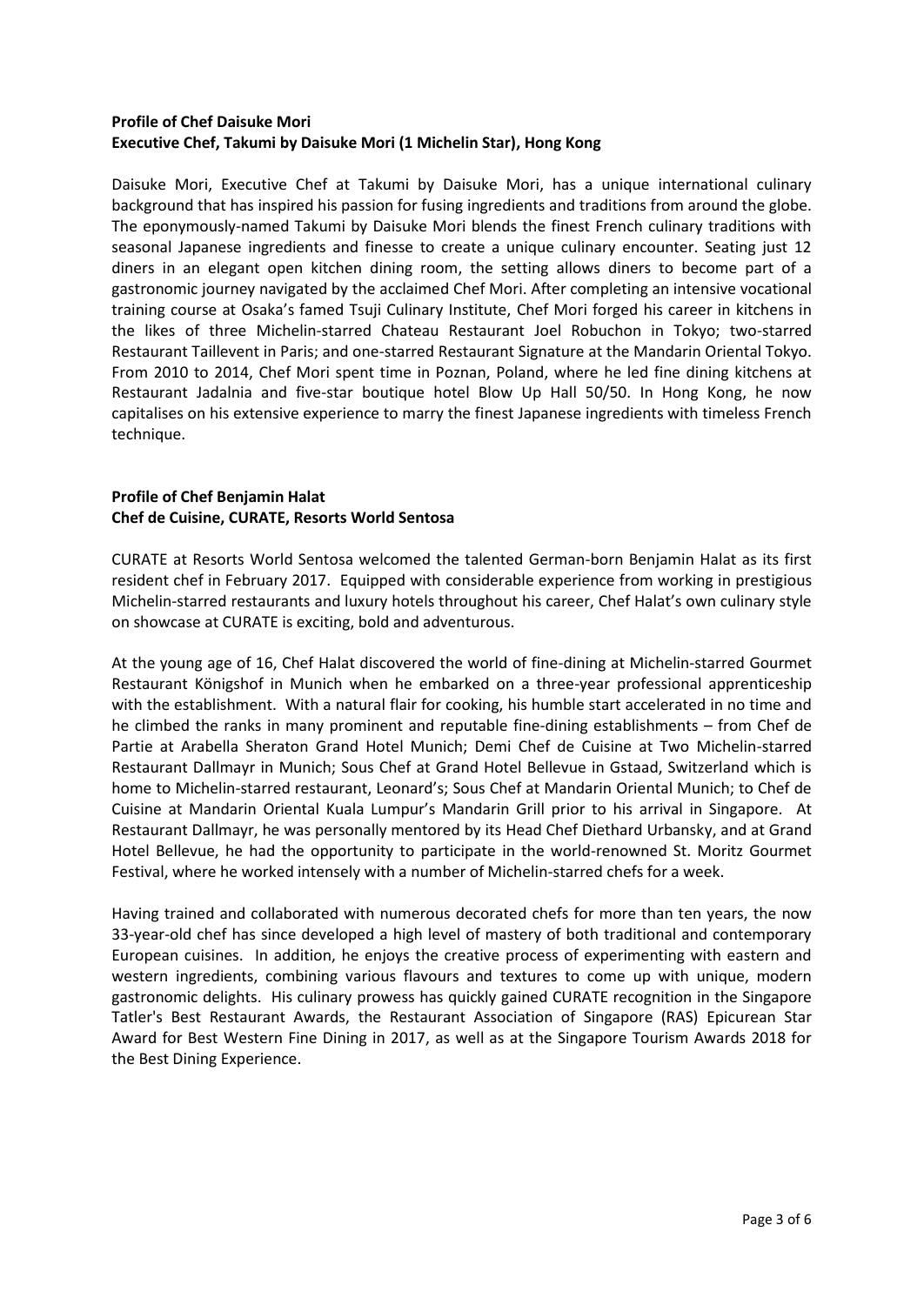**Profile of Chef Daisuke Mori**
**Executive Chef, Takumi by Daisuke Mori (1 Michelin Star), Hong Kong**

Daisuke Mori, Executive Chef at Takumi by Daisuke Mori, has a unique international culinary background that has inspired his passion for fusing ingredients and traditions from around the globe. The eponymously-named Takumi by Daisuke Mori blends the finest French culinary traditions with seasonal Japanese ingredients and finesse to create a unique culinary encounter. Seating just 12 diners in an elegant open kitchen dining room, the setting allows diners to become part of a gastronomic journey navigated by the acclaimed Chef Mori. After completing an intensive vocational training course at Osaka's famed Tsuji Culinary Institute, Chef Mori forged his career in kitchens in the likes of three Michelin-starred Chateau Restaurant Joel Robuchon in Tokyo; two-starred Restaurant Taillevent in Paris; and one-starred Restaurant Signature at the Mandarin Oriental Tokyo. From 2010 to 2014, Chef Mori spent time in Poznan, Poland, where he led fine dining kitchens at Restaurant Jadalnia and five-star boutique hotel Blow Up Hall 50/50. In Hong Kong, he now capitalises on his extensive experience to marry the finest Japanese ingredients with timeless French technique.

**Profile of Chef Benjamin Halat**
**Chef de Cuisine, CURATE, Resorts World Sentosa**

CURATE at Resorts World Sentosa welcomed the talented German-born Benjamin Halat as its first resident chef in February 2017. Equipped with considerable experience from working in prestigious Michelin-starred restaurants and luxury hotels throughout his career, Chef Halat's own culinary style on showcase at CURATE is exciting, bold and adventurous.

At the young age of 16, Chef Halat discovered the world of fine-dining at Michelin-starred Gourmet Restaurant Königshof in Munich when he embarked on a three-year professional apprenticeship with the establishment. With a natural flair for cooking, his humble start accelerated in no time and he climbed the ranks in many prominent and reputable fine-dining establishments – from Chef de Partie at Arabella Sheraton Grand Hotel Munich; Demi Chef de Cuisine at Two Michelin-starred Restaurant Dallmayr in Munich; Sous Chef at Grand Hotel Bellevue in Gstaad, Switzerland which is home to Michelin-starred restaurant, Leonard's; Sous Chef at Mandarin Oriental Munich; to Chef de Cuisine at Mandarin Oriental Kuala Lumpur's Mandarin Grill prior to his arrival in Singapore. At Restaurant Dallmayr, he was personally mentored by its Head Chef Diethard Urbansky, and at Grand Hotel Bellevue, he had the opportunity to participate in the world-renowned St. Moritz Gourmet Festival, where he worked intensely with a number of Michelin-starred chefs for a week.

Having trained and collaborated with numerous decorated chefs for more than ten years, the now 33-year-old chef has since developed a high level of mastery of both traditional and contemporary European cuisines. In addition, he enjoys the creative process of experimenting with eastern and western ingredients, combining various flavours and textures to come up with unique, modern gastronomic delights. His culinary prowess has quickly gained CURATE recognition in the Singapore Tatler's Best Restaurant Awards, the Restaurant Association of Singapore (RAS) Epicurean Star Award for Best Western Fine Dining in 2017, as well as at the Singapore Tourism Awards 2018 for the Best Dining Experience.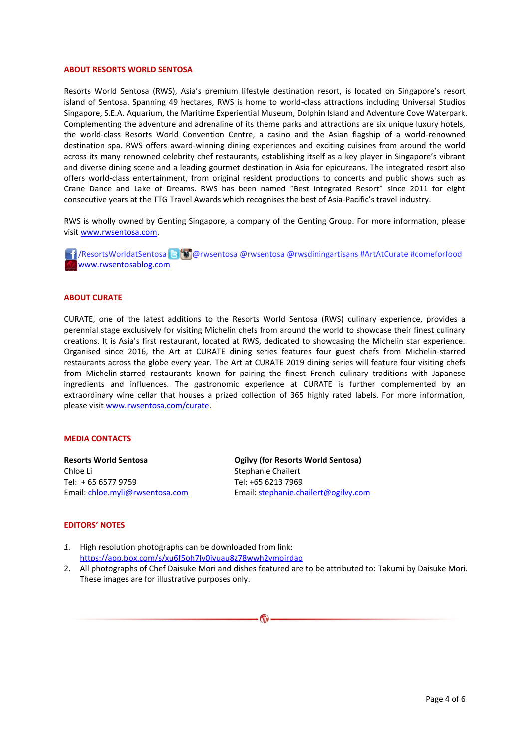## ABOUT RESORTS WORLD SENTOSA

Resorts World Sentosa (RWS), Asia's premium lifestyle destination resort, is located on Singapore's resort island of Sentosa. Spanning 49 hectares, RWS is home to world-class attractions including Universal Studios Singapore, S.E.A. Aquarium, the Maritime Experiential Museum, Dolphin Island and Adventure Cove Waterpark. Complementing the adventure and adrenaline of its theme parks and attractions are six unique luxury hotels, the world-class Resorts World Convention Centre, a casino and the Asian flagship of a world-renowned destination spa. RWS offers award-winning dining experiences and exciting cuisines from around the world across its many renowned celebrity chef restaurants, establishing itself as a key player in Singapore's vibrant and diverse dining scene and a leading gourmet destination in Asia for epicureans. The integrated resort also offers world-class entertainment, from original resident productions to concerts and public shows such as Crane Dance and Lake of Dreams. RWS has been named "Best Integrated Resort" since 2011 for eight consecutive years at the TTG Travel Awards which recognises the best of Asia-Pacific's travel industry.

RWS is wholly owned by Genting Singapore, a company of the Genting Group. For more information, please visit [www.rwsentosa.com](http://www.rwsentosa.com).

/ResortsWorldatSentosa @rwsentosa @rwsentosa @rwsdiningartisans #ArtAtCurate #comeforfood
[www.rwsentosablog.com](http://www.rwsentosablog.com)

## ABOUT CURATE

CURATE, one of the latest additions to the Resorts World Sentosa (RWS) culinary experience, provides a perennial stage exclusively for visiting Michelin chefs from around the world to showcase their finest culinary creations. It is Asia's first restaurant, located at RWS, dedicated to showcasing the Michelin star experience. Organised since 2016, the Art at CURATE dining series features four guest chefs from Michelin-starred restaurants across the globe every year. The Art at CURATE 2019 dining series will feature four visiting chefs from Michelin-starred restaurants known for pairing the finest French culinary traditions with Japanese ingredients and influences. The gastronomic experience at CURATE is further complemented by an extraordinary wine cellar that houses a prized collection of 365 highly rated labels. For more information, please visit [www.rwsentosa.com/curate](http://www.rwsentosa.com/curate).

## MEDIA CONTACTS

**Resorts World Sentosa**
Chloe Li
Tel: + 65 6577 9759
Email: [chloe.myli@rwsentosa.com](mailto:chloe.myli@rwsentosa.com)

**Ogilvy (for Resorts World Sentosa)**
Stephanie Chailert
Tel: +65 6213 7969
Email: [stephanie.chailert@ogilvy.com](mailto:stephanie.chailert@ogilvy.com)

## EDITORS' NOTES

1. High resolution photographs can be downloaded from link: [https://app.box.com/s/xu6f5oh7ly0jyuau8z78wwh2ymojrdaq](https://app.box.com/s/xu6f5oh7ly0jyuau8z78wwh2ymojrdaq)
2. All photographs of Chef Daisuke Mori and dishes featured are to be attributed to: Takumi by Daisuke Mori. These images are for illustrative purposes only.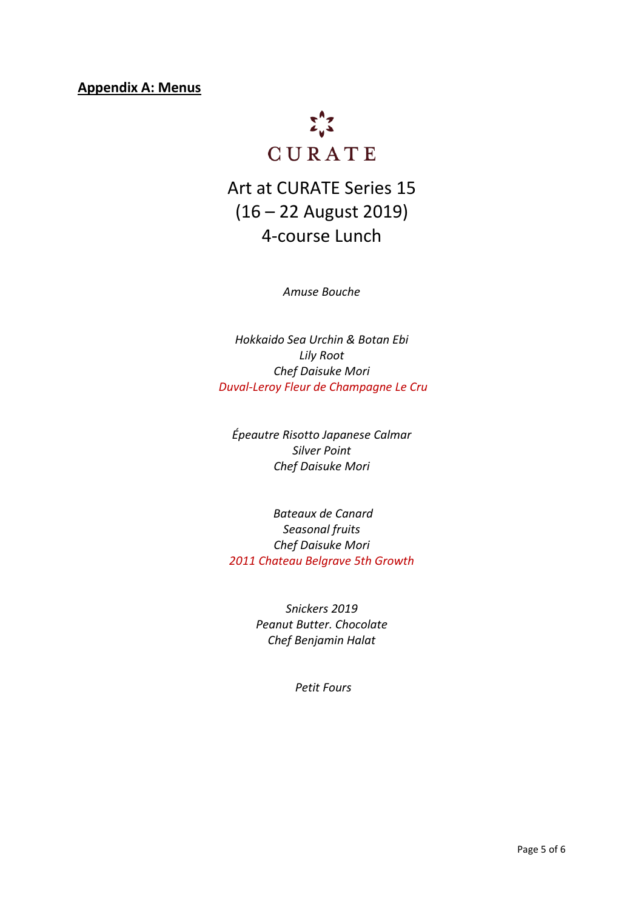**Appendix A: Menus**

CURATE

# Art at CURATE Series 15
# (16 – 22 August 2019)
# 4-course Lunch

*Amuse Bouche*

*Hokkaido Sea Urchin & Botan Ebi*
*Lily Root*
*Chef Daisuke Mori*
*Duval-Leroy Fleur de Champagne Le Cru*

*Épeautre Risotto Japanese Calmar*
*Silver Point*
*Chef Daisuke Mori*

*Bateaux de Canard*
*Seasonal fruits*
*Chef Daisuke Mori*
*2011 Chateau Belgrave 5th Growth*

*Snickers 2019*
*Peanut Butter. Chocolate*
*Chef Benjamin Halat*

*Petit Fours*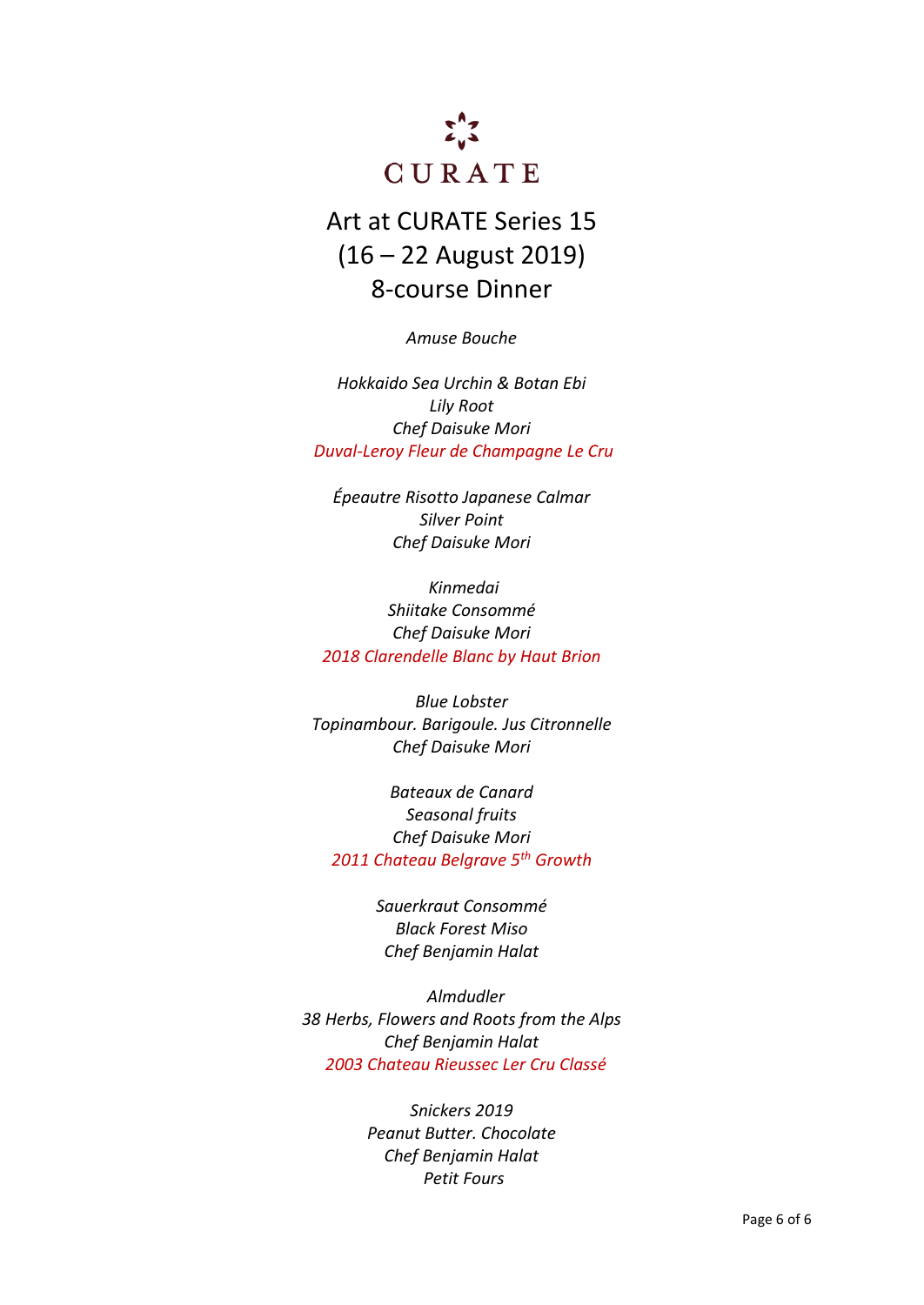# CURATE

## Art at CURATE Series 15
## (16 – 22 August 2019)
## 8-course Dinner

*Amuse Bouche*

*Hokkaido Sea Urchin & Botan Ebi*
*Lily Root*
*Chef Daisuke Mori*
*Duval-Leroy Fleur de Champagne Le Cru*

*Épeautre Risotto Japanese Calmar*
*Silver Point*
*Chef Daisuke Mori*

*Kinmedai*
*Shiitake Consommé*
*Chef Daisuke Mori*
*2018 Clarendelle Blanc by Haut Brion*

*Blue Lobster*
*Topinambour. Barigoule. Jus Citronnelle*
*Chef Daisuke Mori*

*Bateaux de Canard*
*Seasonal fruits*
*Chef Daisuke Mori*
*2011 Chateau Belgrave 5th Growth*

*Sauerkraut Consommé*
*Black Forest Miso*
*Chef Benjamin Halat*

*Almdudler*
*38 Herbs, Flowers and Roots from the Alps*
*Chef Benjamin Halat*
*2003 Chateau Rieussec Ler Cru Classé*

*Snickers 2019*
*Peanut Butter. Chocolate*
*Chef Benjamin Halat*
*Petit Fours*